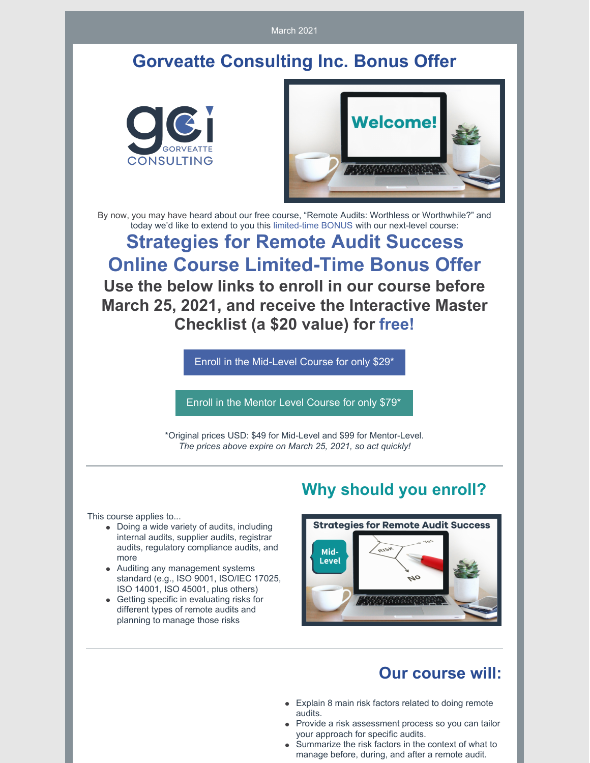March 2021

# Gorveatte Consulting Inc. Bonus Offer

By now, you may have heard about our free course, "Remote Audits: Worthless or Worthwhile?" and today we'd like to extend to you this limited-time BONUS with our next-level course:

## Strategies for Remote Audit Success Online Course Limited-Time Bonus Offer

### Use the below links to enroll in our course before March 25, 2021, and receive the Interactive Master Checklist (a $20 value) for free!

Enroll in the Mid-Level Course for only $29*

Enroll in the Mentor Level Course for only $79*

*Original prices USD: $49 for Mid-Level and $99 for Mentor-Level.
*The prices above expire on March 25, 2021, so act quickly!*

---

## Why should you enroll?

This course applies to...

- Doing a wide variety of audits, including internal audits, supplier audits, registrar audits, regulatory compliance audits, and more
- Auditing any management systems standard (e.g., ISO 9001, ISO/IEC 17025, ISO 14001, ISO 45001, plus others)
- Getting specific in evaluating risks for different types of remote audits and planning to manage those risks

---

## Our course will:

- Explain 8 main risk factors related to doing remote audits.
- Provide a risk assessment process so you can tailor your approach for specific audits.
- Summarize the risk factors in the context of what to manage before, during, and after a remote audit.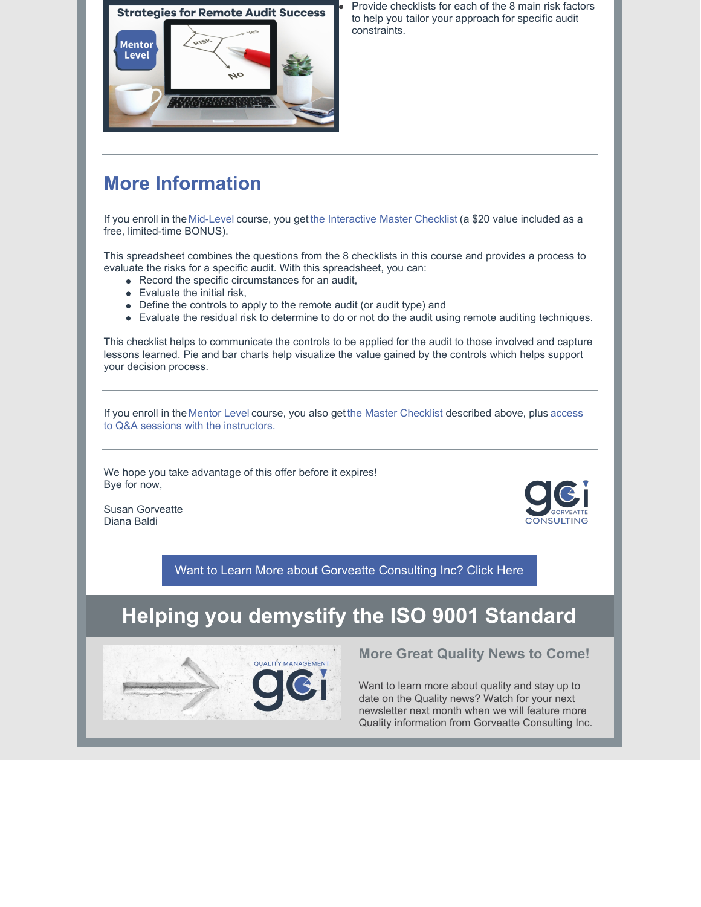- Provide checklists for each of the 8 main risk factors to help you tailor your approach for specific audit constraints.

## More Information

If you enroll in the Mid-Level course, you get the Interactive Master Checklist (a $20 value included as a free, limited-time BONUS).

This spreadsheet combines the questions from the 8 checklists in this course and provides a process to evaluate the risks for a specific audit. With this spreadsheet, you can:

- Record the specific circumstances for an audit,
- Evaluate the initial risk,
- Define the controls to apply to the remote audit (or audit type) and
- Evaluate the residual risk to determine to do or not do the audit using remote auditing techniques.

This checklist helps to communicate the controls to be applied for the audit to those involved and capture lessons learned. Pie and bar charts help visualize the value gained by the controls which helps support your decision process.

---

If you enroll in the Mentor Level course, you also get the Master Checklist described above, plus access to Q&A sessions with the instructors.

---

We hope you take advantage of this offer before it expires!
Bye for now,

Susan Gorveatte
Diana Baldi

Want to Learn More about Gorveatte Consulting Inc? Click Here

## Helping you demystify the ISO 9001 Standard

### More Great Quality News to Come!

Want to learn more about quality and stay up to date on the Quality news? Watch for your next newsletter next month when we will feature more Quality information from Gorveatte Consulting Inc.